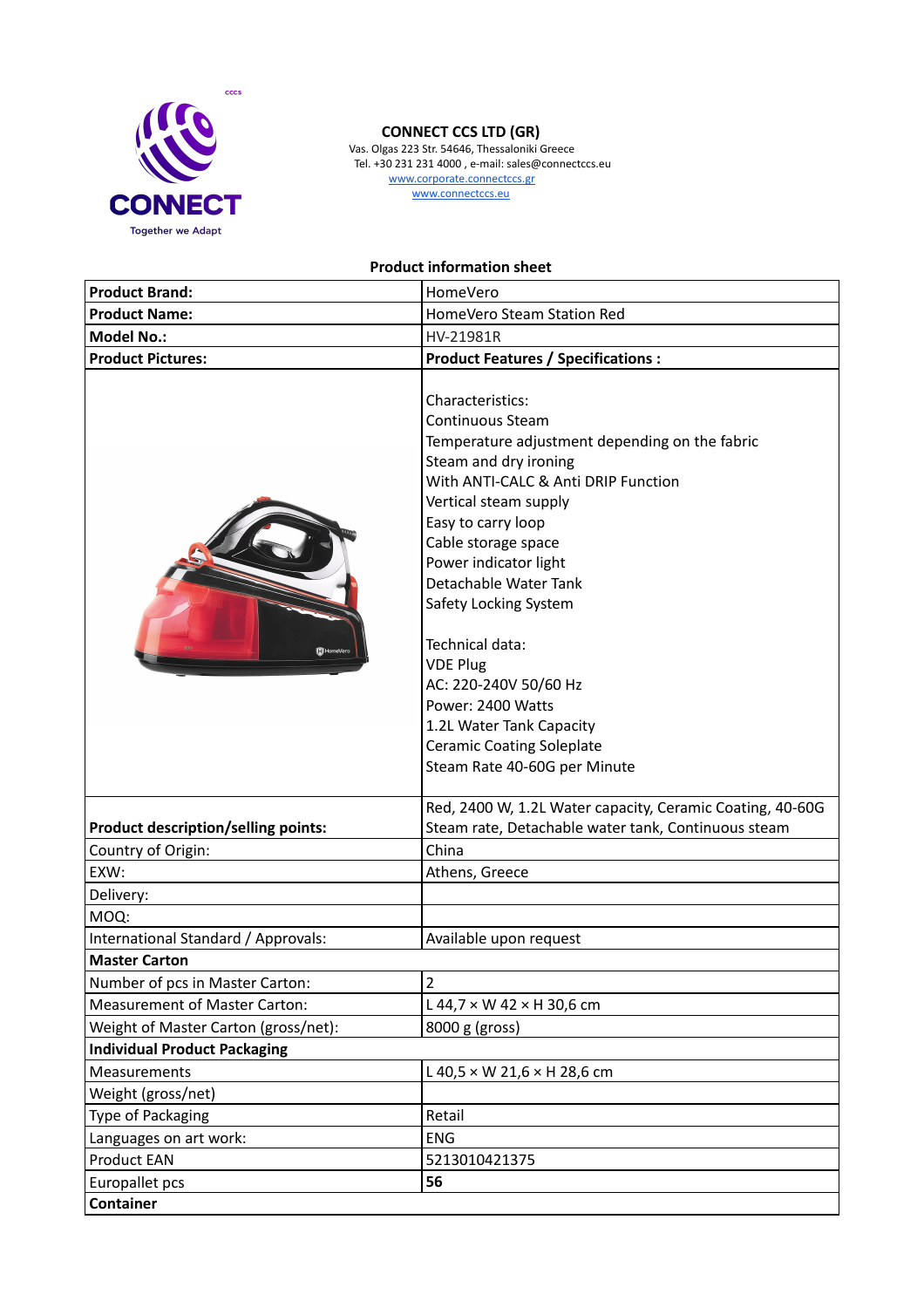CONNECT

Together we Adapt

**CONNECT CCS LTD (GR)**
Vas. Olgas 223 Str. 54646, Thessaloniki Greece
Tel. +30 231 231 4000 , e-mail: sales@connectccs.eu
www.corporate.connectccs.gr
www.connectccs.eu

**Product information sheet**

| **Product Brand:** | HomeVero |
|---|---|
| **Product Name:** | HomeVero Steam Station Red |
| **Model No.:** | HV-21981R |
| **Product Pictures:** | **Product Features / Specifications :** |
| | Characteristics:<br>Continuous Steam<br>Temperature adjustment depending on the fabric<br>Steam and dry ironing<br>With ANTI-CALC & Anti DRIP Function<br>Vertical steam supply<br>Easy to carry loop<br>Cable storage space<br>Power indicator light<br>Detachable Water Tank<br>Safety Locking System<br><br>Technical data:<br>VDE Plug<br>AC: 220-240V 50/60 Hz<br>Power: 2400 Watts<br>1.2L Water Tank Capacity<br>Ceramic Coating Soleplate<br>Steam Rate 40-60G per Minute |
| **Product description/selling points:** | Red, 2400 W, 1.2L Water capacity, Ceramic Coating, 40-60G Steam rate, Detachable water tank, Continuous steam |
| Country of Origin: | China |
| EXW: | Athens, Greece |
| Delivery: | |
| MOQ: | |
| International Standard / Approvals: | Available upon request |
| **Master Carton** | |
| Number of pcs in Master Carton: | 2 |
| Measurement of Master Carton: | L 44,7 × W 42 × H 30,6 cm |
| Weight of Master Carton (gross/net): | 8000 g (gross) |
| **Individual Product Packaging** | |
| Measurements | L 40,5 × W 21,6 × H 28,6 cm |
| Weight (gross/net) | |
| Type of Packaging | Retail |
| Languages on art work: | ENG |
| Product EAN | 5213010421375 |
| Europallet pcs | **56** |
| **Container** | |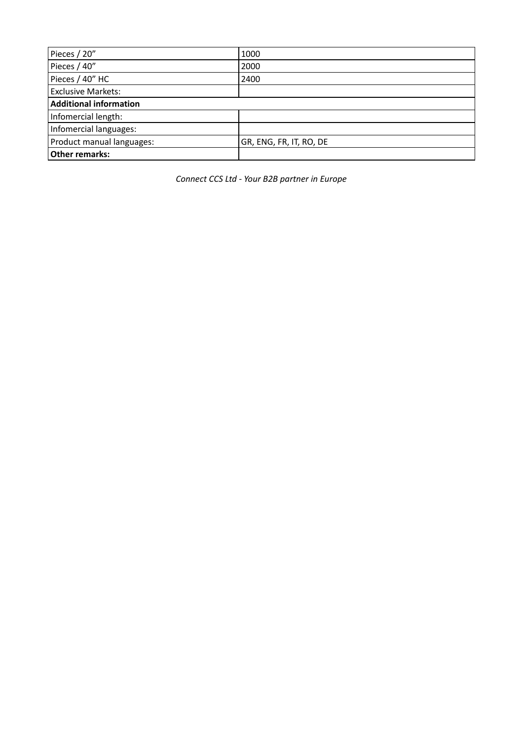| | |
|---|---|
| Pieces / 20” | 1000 |
| Pieces / 40” | 2000 |
| Pieces / 40” HC | 2400 |
| Exclusive Markets: | |
| **Additional information** | |
| Infomercial length: | |
| Infomercial languages: | |
| Product manual languages: | GR, ENG, FR, IT, RO, DE |
| **Other remarks:** | |

*Connect CCS Ltd - Your B2B partner in Europe*